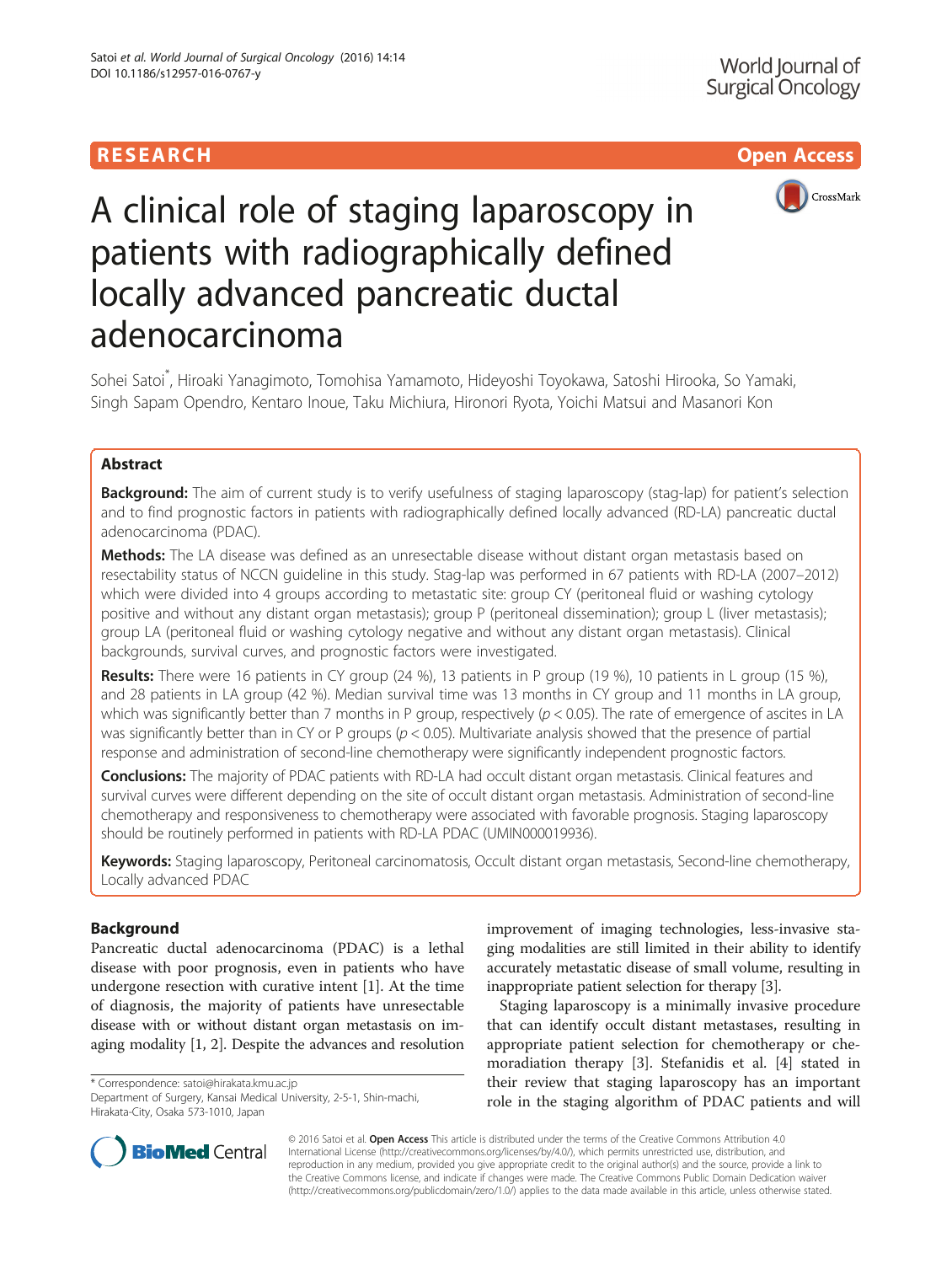RESEARCH **Open Access**

# A clinical role of staging laparoscopy in patients with radiographically defined locally advanced pancreatic ductal adenocarcinoma

Sohei Satoi*, Hiroaki Yanagimoto, Tomohisa Yamamoto, Hideyoshi Toyokawa, Satoshi Hirooka, So Yamaki, Singh Sapam Opendro, Kentaro Inoue, Taku Michiura, Hironori Ryota, Yoichi Matsui and Masanori Kon

## Abstract

**Background:** The aim of current study is to verify usefulness of staging laparoscopy (stag-lap) for patient's selection and to find prognostic factors in patients with radiographically defined locally advanced (RD-LA) pancreatic ductal adenocarcinoma (PDAC).

**Methods:** The LA disease was defined as an unresectable disease without distant organ metastasis based on resectability status of NCCN guideline in this study. Stag-lap was performed in 67 patients with RD-LA (2007–2012) which were divided into 4 groups according to metastatic site: group CY (peritoneal fluid or washing cytology positive and without any distant organ metastasis); group P (peritoneal dissemination); group L (liver metastasis); group LA (peritoneal fluid or washing cytology negative and without any distant organ metastasis). Clinical backgrounds, survival curves, and prognostic factors were investigated.

**Results:** There were 16 patients in CY group (24 %), 13 patients in P group (19 %), 10 patients in L group (15 %), and 28 patients in LA group (42 %). Median survival time was 13 months in CY group and 11 months in LA group, which was significantly better than 7 months in P group, respectively ($p < 0.05$). The rate of emergence of ascites in LA was significantly better than in CY or P groups ($p < 0.05$). Multivariate analysis showed that the presence of partial response and administration of second-line chemotherapy were significantly independent prognostic factors.

**Conclusions:** The majority of PDAC patients with RD-LA had occult distant organ metastasis. Clinical features and survival curves were different depending on the site of occult distant organ metastasis. Administration of second-line chemotherapy and responsiveness to chemotherapy were associated with favorable prognosis. Staging laparoscopy should be routinely performed in patients with RD-LA PDAC (UMIN000019936).

**Keywords:** Staging laparoscopy, Peritoneal carcinomatosis, Occult distant organ metastasis, Second-line chemotherapy, Locally advanced PDAC

## Background

Pancreatic ductal adenocarcinoma (PDAC) is a lethal disease with poor prognosis, even in patients who have undergone resection with curative intent [1]. At the time of diagnosis, the majority of patients have unresectable disease with or without distant organ metastasis on imaging modality [1, 2]. Despite the advances and resolution improvement of imaging technologies, less-invasive staging modalities are still limited in their ability to identify accurately metastatic disease of small volume, resulting in inappropriate patient selection for therapy [3].

Staging laparoscopy is a minimally invasive procedure that can identify occult distant metastases, resulting in appropriate patient selection for chemotherapy or chemoradiation therapy [3]. Stefanidis et al. [4] stated in their review that staging laparoscopy has an important role in the staging algorithm of PDAC patients and will

\* Correspondence: satoi@hirakata.kmu.ac.jp
Department of Surgery, Kansai Medical University, 2-5-1, Shin-machi, Hirakata-City, Osaka 573-1010, Japan

© 2016 Satoi et al. **Open Access** This article is distributed under the terms of the Creative Commons Attribution 4.0 International License (http://creativecommons.org/licenses/by/4.0/), which permits unrestricted use, distribution, and reproduction in any medium, provided you give appropriate credit to the original author(s) and the source, provide a link to the Creative Commons license, and indicate if changes were made. The Creative Commons Public Domain Dedication waiver (http://creativecommons.org/publicdomain/zero/1.0/) applies to the data made available in this article, unless otherwise stated.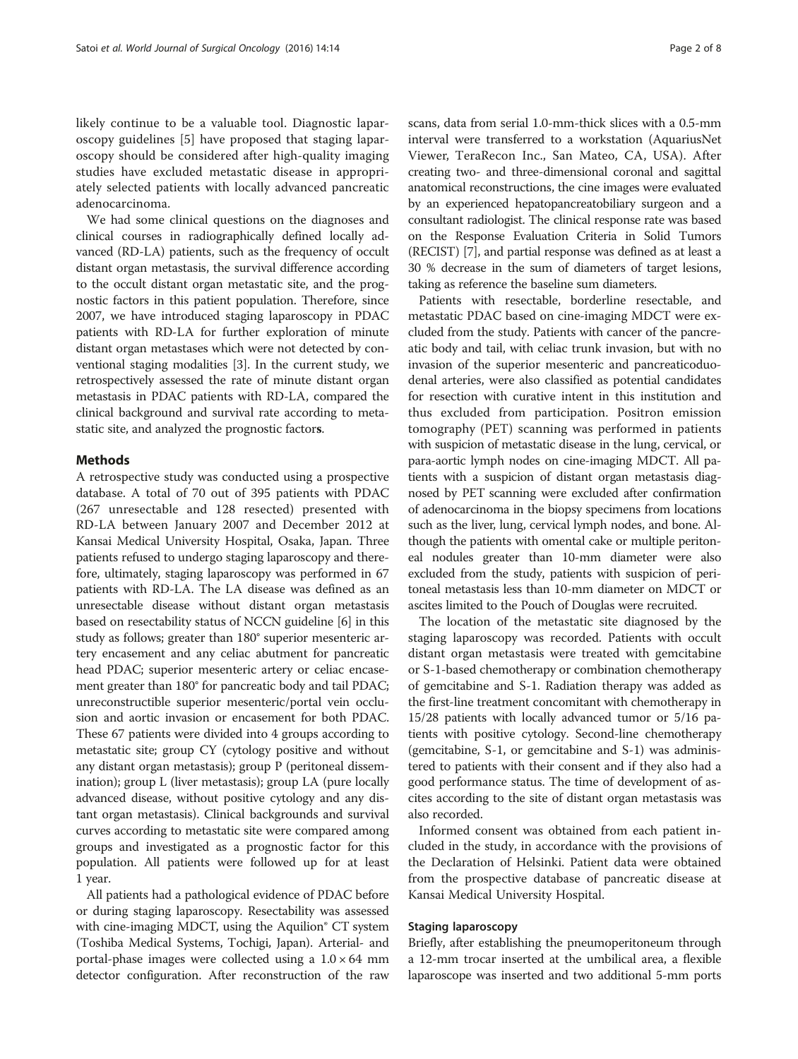likely continue to be a valuable tool. Diagnostic laparoscopy guidelines [5] have proposed that staging laparoscopy should be considered after high-quality imaging studies have excluded metastatic disease in appropriately selected patients with locally advanced pancreatic adenocarcinoma.

We had some clinical questions on the diagnoses and clinical courses in radiographically defined locally advanced (RD-LA) patients, such as the frequency of occult distant organ metastasis, the survival difference according to the occult distant organ metastatic site, and the prognostic factors in this patient population. Therefore, since 2007, we have introduced staging laparoscopy in PDAC patients with RD-LA for further exploration of minute distant organ metastases which were not detected by conventional staging modalities [3]. In the current study, we retrospectively assessed the rate of minute distant organ metastasis in PDAC patients with RD-LA, compared the clinical background and survival rate according to metastatic site, and analyzed the prognostic factor**s**.

## Methods

A retrospective study was conducted using a prospective database. A total of 70 out of 395 patients with PDAC (267 unresectable and 128 resected) presented with RD-LA between January 2007 and December 2012 at Kansai Medical University Hospital, Osaka, Japan. Three patients refused to undergo staging laparoscopy and therefore, ultimately, staging laparoscopy was performed in 67 patients with RD-LA. The LA disease was defined as an unresectable disease without distant organ metastasis based on resectability status of NCCN guideline [6] in this study as follows; greater than 180° superior mesenteric artery encasement and any celiac abutment for pancreatic head PDAC; superior mesenteric artery or celiac encasement greater than 180° for pancreatic body and tail PDAC; unreconstructible superior mesenteric/portal vein occlusion and aortic invasion or encasement for both PDAC. These 67 patients were divided into 4 groups according to metastatic site; group CY (cytology positive and without any distant organ metastasis); group P (peritoneal dissemination); group L (liver metastasis); group LA (pure locally advanced disease, without positive cytology and any distant organ metastasis). Clinical backgrounds and survival curves according to metastatic site were compared among groups and investigated as a prognostic factor for this population. All patients were followed up for at least 1 year.

All patients had a pathological evidence of PDAC before or during staging laparoscopy. Resectability was assessed with cine-imaging MDCT, using the Aquilion® CT system (Toshiba Medical Systems, Tochigi, Japan). Arterial- and portal-phase images were collected using a $1.0 \times 64$ mm detector configuration. After reconstruction of the raw scans, data from serial 1.0-mm-thick slices with a 0.5-mm interval were transferred to a workstation (AquariusNet Viewer, TeraRecon Inc., San Mateo, CA, USA). After creating two- and three-dimensional coronal and sagittal anatomical reconstructions, the cine images were evaluated by an experienced hepatopancreatobiliary surgeon and a consultant radiologist. The clinical response rate was based on the Response Evaluation Criteria in Solid Tumors (RECIST) [7], and partial response was defined as at least a 30 % decrease in the sum of diameters of target lesions, taking as reference the baseline sum diameters.

Patients with resectable, borderline resectable, and metastatic PDAC based on cine-imaging MDCT were excluded from the study. Patients with cancer of the pancreatic body and tail, with celiac trunk invasion, but with no invasion of the superior mesenteric and pancreaticoduodenal arteries, were also classified as potential candidates for resection with curative intent in this institution and thus excluded from participation. Positron emission tomography (PET) scanning was performed in patients with suspicion of metastatic disease in the lung, cervical, or para-aortic lymph nodes on cine-imaging MDCT. All patients with a suspicion of distant organ metastasis diagnosed by PET scanning were excluded after confirmation of adenocarcinoma in the biopsy specimens from locations such as the liver, lung, cervical lymph nodes, and bone. Although the patients with omental cake or multiple peritoneal nodules greater than 10-mm diameter were also excluded from the study, patients with suspicion of peritoneal metastasis less than 10-mm diameter on MDCT or ascites limited to the Pouch of Douglas were recruited.

The location of the metastatic site diagnosed by the staging laparoscopy was recorded. Patients with occult distant organ metastasis were treated with gemcitabine or S-1-based chemotherapy or combination chemotherapy of gemcitabine and S-1. Radiation therapy was added as the first-line treatment concomitant with chemotherapy in 15/28 patients with locally advanced tumor or 5/16 patients with positive cytology. Second-line chemotherapy (gemcitabine, S-1, or gemcitabine and S-1) was administered to patients with their consent and if they also had a good performance status. The time of development of ascites according to the site of distant organ metastasis was also recorded.

Informed consent was obtained from each patient included in the study, in accordance with the provisions of the Declaration of Helsinki. Patient data were obtained from the prospective database of pancreatic disease at Kansai Medical University Hospital.

### Staging laparoscopy

Briefly, after establishing the pneumoperitoneum through a 12-mm trocar inserted at the umbilical area, a flexible laparoscope was inserted and two additional 5-mm ports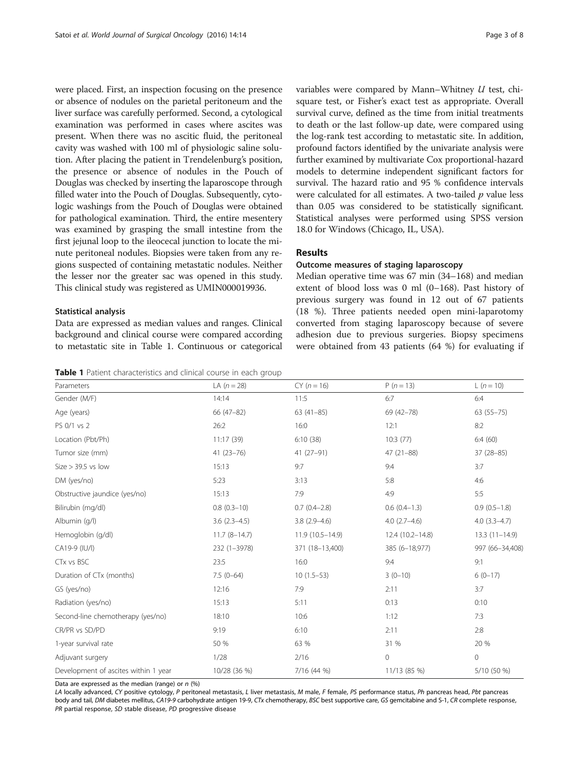were placed. First, an inspection focusing on the presence or absence of nodules on the parietal peritoneum and the liver surface was carefully performed. Second, a cytological examination was performed in cases where ascites was present. When there was no ascitic fluid, the peritoneal cavity was washed with 100 ml of physiologic saline solution. After placing the patient in Trendelenburg's position, the presence or absence of nodules in the Pouch of Douglas was checked by inserting the laparoscope through filled water into the Pouch of Douglas. Subsequently, cytologic washings from the Pouch of Douglas were obtained for pathological examination. Third, the entire mesentery was examined by grasping the small intestine from the first jejunal loop to the ileocecal junction to locate the minute peritoneal nodules. Biopsies were taken from any regions suspected of containing metastatic nodules. Neither the lesser nor the greater sac was opened in this study. This clinical study was registered as UMIN000019936.

### Statistical analysis

Data are expressed as median values and ranges. Clinical background and clinical course were compared according to metastatic site in Table 1. Continuous or categorical variables were compared by Mann–Whitney *U* test, chi-square test, or Fisher's exact test as appropriate. Overall survival curve, defined as the time from initial treatments to death or the last follow-up date, were compared using the log-rank test according to metastatic site. In addition, profound factors identified by the univariate analysis were further examined by multivariate Cox proportional-hazard models to determine independent significant factors for survival. The hazard ratio and 95 % confidence intervals were calculated for all estimates. A two-tailed $p$ value less than 0.05 was considered to be statistically significant. Statistical analyses were performed using SPSS version 18.0 for Windows (Chicago, IL, USA).

## Results

### Outcome measures of staging laparoscopy

Median operative time was 67 min (34–168) and median extent of blood loss was 0 ml (0–168). Past history of previous surgery was found in 12 out of 67 patients (18 %). Three patients needed open mini-laparotomy converted from staging laparoscopy because of severe adhesion due to previous surgeries. Biopsy specimens were obtained from 43 patients (64 %) for evaluating if

**Table 1** Patient characteristics and clinical course in each group

| Parameters | LA (*n* = 28) | CY (*n* = 16) | P (*n* = 13) | L (*n* = 10) |
|---|---|---|---|---|
| Gender (M/F) | 14:14 | 11:5 | 6:7 | 6:4 |
| Age (years) | 66 (47–82) | 63 (41–85) | 69 (42–78) | 63 (55–75) |
| PS 0/1 vs 2 | 26:2 | 16:0 | 12:1 | 8:2 |
| Location (Pbt/Ph) | 11:17 (39) | 6:10 (38) | 10:3 (77) | 6:4 (60) |
| Tumor size (mm) | 41 (23–76) | 41 (27–91) | 47 (21–88) | 37 (28–85) |
| Size > 39.5 vs low | 15:13 | 9:7 | 9:4 | 3:7 |
| DM (yes/no) | 5:23 | 3:13 | 5:8 | 4:6 |
| Obstructive jaundice (yes/no) | 15:13 | 7:9 | 4:9 | 5:5 |
| Bilirubin (mg/dl) | 0.8 (0.3–10) | 0.7 (0.4–2.8) | 0.6 (0.4–1.3) | 0.9 (0.5–1.8) |
| Albumin (g/l) | 3.6 (2.3–4.5) | 3.8 (2.9–4.6) | 4.0 (2.7–4.6) | 4.0 (3.3–4.7) |
| Hemoglobin (g/dl) | 11.7 (8–14.7) | 11.9 (10.5–14.9) | 12.4 (10.2–14.8) | 13.3 (11–14.9) |
| CA19-9 (IU/l) | 232 (1–3978) | 371 (18–13,400) | 385 (6–18,977) | 997 (66–34,408) |
| CTx vs BSC | 23:5 | 16:0 | 9:4 | 9:1 |
| Duration of CTx (months) | 7.5 (0–64) | 10 (1.5–53) | 3 (0–10) | 6 (0–17) |
| GS (yes/no) | 12:16 | 7:9 | 2:11 | 3:7 |
| Radiation (yes/no) | 15:13 | 5:11 | 0:13 | 0:10 |
| Second-line chemotherapy (yes/no) | 18:10 | 10:6 | 1:12 | 7:3 |
| CR/PR vs SD/PD | 9:19 | 6:10 | 2:11 | 2:8 |
| 1-year survival rate | 50 % | 63 % | 31 % | 20 % |
| Adjuvant surgery | 1/28 | 2/16 | 0 | 0 |
| Development of ascites within 1 year | 10/28 (36 %) | 7/16 (44 %) | 11/13 (85 %) | 5/10 (50 %) |

Data are expressed as the median (range) or *n* (%)

*LA* locally advanced, *CY* positive cytology, *P* peritoneal metastasis, *L* liver metastasis, *M* male, *F* female, *PS* performance status, *Ph* pancreas head, *Pbt* pancreas body and tail, *DM* diabetes mellitus, *CA19-9* carbohydrate antigen 19-9, *CTx* chemotherapy, *BSC* best supportive care, *GS* gemcitabine and S-1, *CR* complete response, *PR* partial response, *SD* stable disease, *PD* progressive disease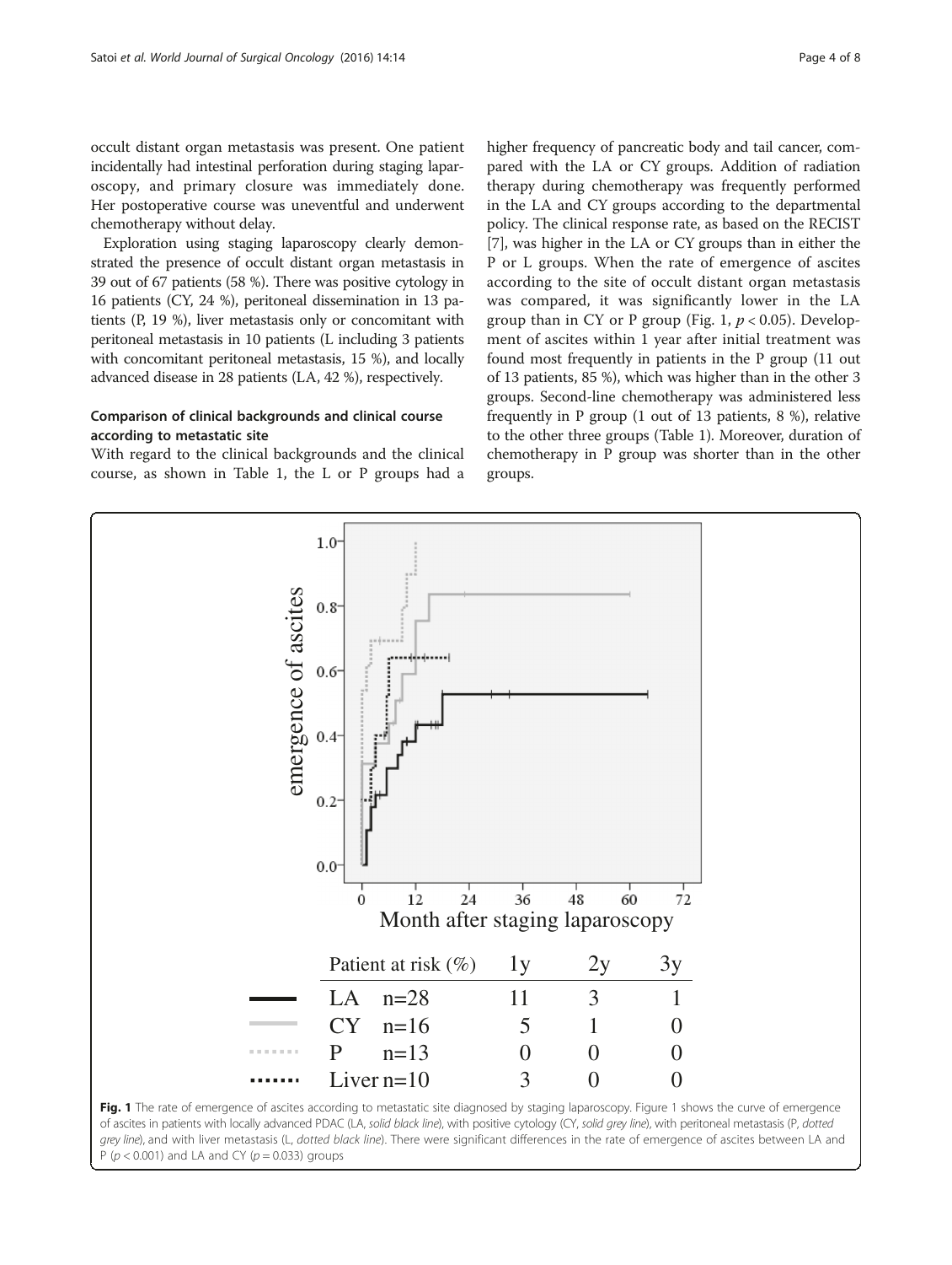occult distant organ metastasis was present. One patient incidentally had intestinal perforation during staging laparoscopy, and primary closure was immediately done. Her postoperative course was uneventful and underwent chemotherapy without delay.

Exploration using staging laparoscopy clearly demonstrated the presence of occult distant organ metastasis in 39 out of 67 patients (58 %). There was positive cytology in 16 patients (CY, 24 %), peritoneal dissemination in 13 patients (P, 19 %), liver metastasis only or concomitant with peritoneal metastasis in 10 patients (L including 3 patients with concomitant peritoneal metastasis, 15 %), and locally advanced disease in 28 patients (LA, 42 %), respectively.

### Comparison of clinical backgrounds and clinical course according to metastatic site

With regard to the clinical backgrounds and the clinical course, as shown in Table 1, the L or P groups had a higher frequency of pancreatic body and tail cancer, compared with the LA or CY groups. Addition of radiation therapy during chemotherapy was frequently performed in the LA and CY groups according to the departmental policy. The clinical response rate, as based on the RECIST [7], was higher in the LA or CY groups than in either the P or L groups. When the rate of emergence of ascites according to the site of occult distant organ metastasis was compared, it was significantly lower in the LA group than in CY or P group (Fig. 1, $p < 0.05$). Development of ascites within 1 year after initial treatment was found most frequently in patients in the P group (11 out of 13 patients, 85 %), which was higher than in the other 3 groups. Second-line chemotherapy was administered less frequently in P group (1 out of 13 patients, 8 %), relative to the other three groups (Table 1). Moreover, duration of chemotherapy in P group was shorter than in the other groups.

| Patient at risk (%) | 1y | 2y | 3y |
|---|---|---|---|
| LA n=28 | 11 | 3 | 1 |
| CY n=16 | 5 | 1 | 0 |
| P n=13 | 0 | 0 | 0 |
| Liver n=10 | 3 | 0 | 0 |

**Fig. 1** The rate of emergence of ascites according to metastatic site diagnosed by staging laparoscopy. Figure 1 shows the curve of emergence of ascites in patients with locally advanced PDAC (LA, *solid black line*), with positive cytology (CY, *solid grey line*), with peritoneal metastasis (P, *dotted grey line*), and with liver metastasis (L, *dotted black line*). There were significant differences in the rate of emergence of ascites between LA and P ($p < 0.001$) and LA and CY ($p = 0.033$) groups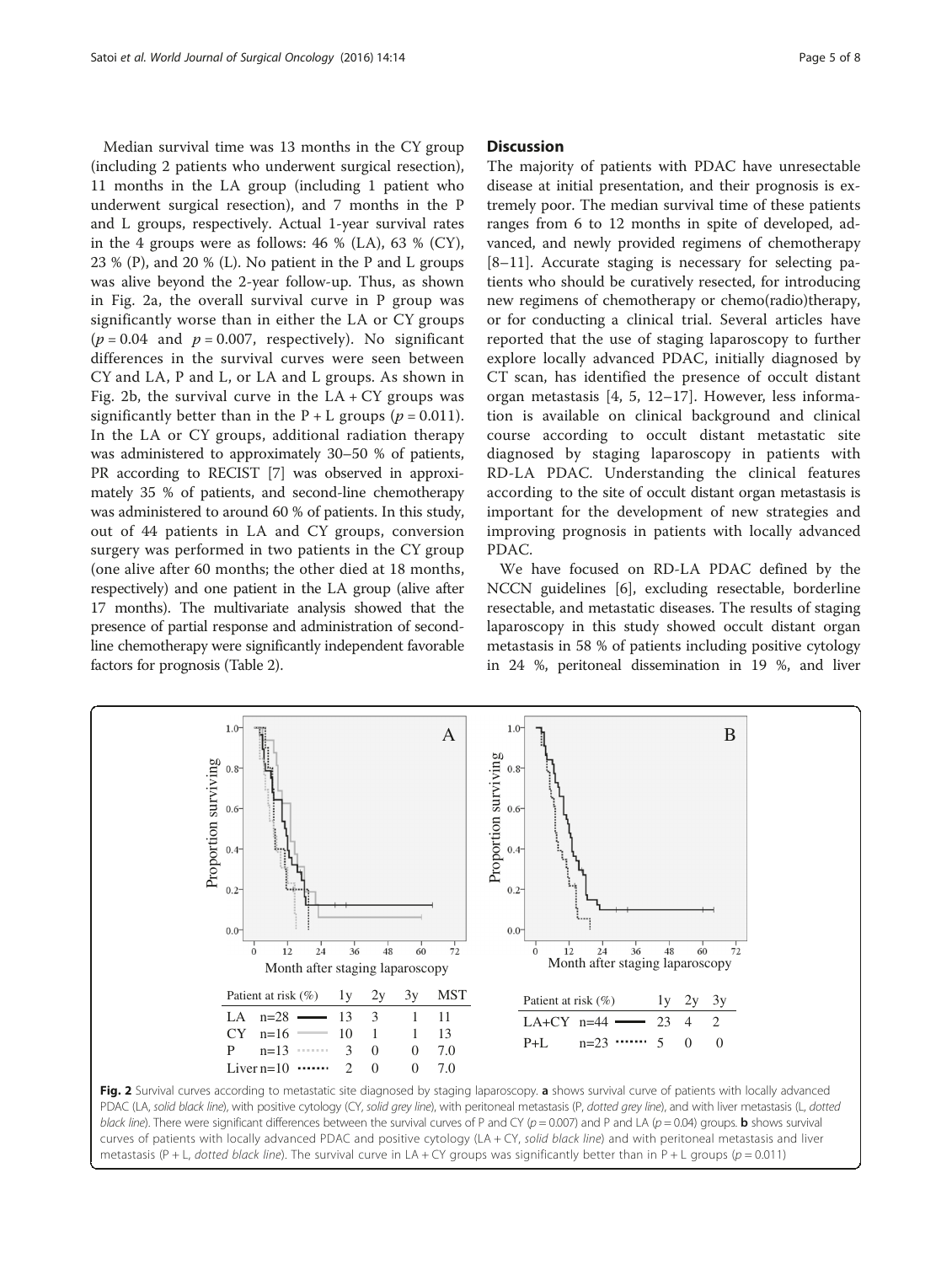Median survival time was 13 months in the CY group (including 2 patients who underwent surgical resection), 11 months in the LA group (including 1 patient who underwent surgical resection), and 7 months in the P and L groups, respectively. Actual 1-year survival rates in the 4 groups were as follows: 46 % (LA), 63 % (CY), 23 % (P), and 20 % (L). No patient in the P and L groups was alive beyond the 2-year follow-up. Thus, as shown in Fig. 2a, the overall survival curve in P group was significantly worse than in either the LA or CY groups ($p = 0.04$ and $p = 0.007$, respectively). No significant differences in the survival curves were seen between CY and LA, P and L, or LA and L groups. As shown in Fig. 2b, the survival curve in the LA + CY groups was significantly better than in the P + L groups ($p = 0.011$). In the LA or CY groups, additional radiation therapy was administered to approximately 30–50 % of patients, PR according to RECIST [7] was observed in approximately 35 % of patients, and second-line chemotherapy was administered to around 60 % of patients. In this study, out of 44 patients in LA and CY groups, conversion surgery was performed in two patients in the CY group (one alive after 60 months; the other died at 18 months, respectively) and one patient in the LA group (alive after 17 months). The multivariate analysis showed that the presence of partial response and administration of second-line chemotherapy were significantly independent favorable factors for prognosis (Table 2).

## Discussion

The majority of patients with PDAC have unresectable disease at initial presentation, and their prognosis is extremely poor. The median survival time of these patients ranges from 6 to 12 months in spite of developed, advanced, and newly provided regimens of chemotherapy [8–11]. Accurate staging is necessary for selecting patients who should be curatively resected, for introducing new regimens of chemotherapy or chemo(radio)therapy, or for conducting a clinical trial. Several articles have reported that the use of staging laparoscopy to further explore locally advanced PDAC, initially diagnosed by CT scan, has identified the presence of occult distant organ metastasis [4, 5, 12–17]. However, less information is available on clinical background and clinical course according to occult distant metastatic site diagnosed by staging laparoscopy in patients with RD-LA PDAC. Understanding the clinical features according to the site of occult distant organ metastasis is important for the development of new strategies and improving prognosis in patients with locally advanced PDAC.

We have focused on RD-LA PDAC defined by the NCCN guidelines [6], excluding resectable, borderline resectable, and metastatic diseases. The results of staging laparoscopy in this study showed occult distant organ metastasis in 58 % of patients including positive cytology in 24 %, peritoneal dissemination in 19 %, and liver

| Patient at risk (%) | 1y | 2y | 3y | MST |
|---|---|---|---|---|
| LA n=28 | 13 | 3 | 1 | 11 |
| CY n=16 | 10 | 1 | 1 | 13 |
| P n=13 | 3 | 0 | 0 | 7.0 |
| Liver n=10 | 2 | 0 | 0 | 7.0 |

| Patient at risk (%) | 1y | 2y | 3y |
|---|---|---|---|
| LA+CY n=44 | 23 | 4 | 2 |
| P+L n=23 | 5 | 0 | 0 |

**Fig. 2** Survival curves according to metastatic site diagnosed by staging laparoscopy. **a** shows survival curve of patients with locally advanced PDAC (LA, *solid black line*), with positive cytology (CY, *solid grey line*), with peritoneal metastasis (P, *dotted grey line*), and with liver metastasis (L, *dotted black line*). There were significant differences between the survival curves of P and CY ($p = 0.007$) and P and LA ($p = 0.04$) groups. **b** shows survival curves of patients with locally advanced PDAC and positive cytology (LA + CY, *solid black line*) and with peritoneal metastasis and liver metastasis (P + L, *dotted black line*). The survival curve in LA + CY groups was significantly better than in P + L groups ($p = 0.011$)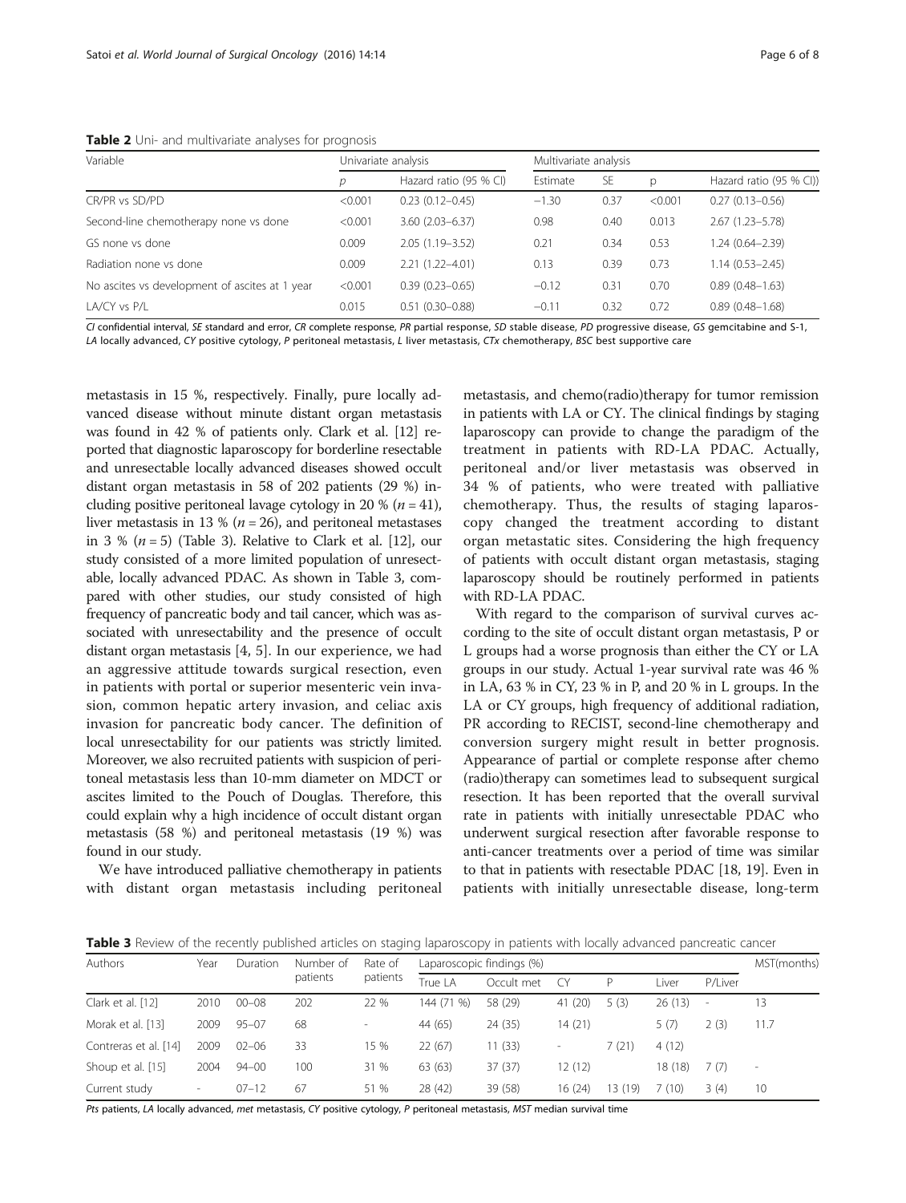**Table 2** Uni- and multivariate analyses for prognosis

| Variable | Univariate analysis | | Multivariate analysis | | | |
|---|---|---|---|---|---|---|
| | *p* | Hazard ratio (95 % CI) | Estimate | SE | p | Hazard ratio (95 % CI)) |
| CR/PR vs SD/PD | <0.001 | 0.23 (0.12–0.45) | −1.30 | 0.37 | <0.001 | 0.27 (0.13–0.56) |
| Second-line chemotherapy none vs done | <0.001 | 3.60 (2.03–6.37) | 0.98 | 0.40 | 0.013 | 2.67 (1.23–5.78) |
| GS none vs done | 0.009 | 2.05 (1.19–3.52) | 0.21 | 0.34 | 0.53 | 1.24 (0.64–2.39) |
| Radiation none vs done | 0.009 | 2.21 (1.22–4.01) | 0.13 | 0.39 | 0.73 | 1.14 (0.53–2.45) |
| No ascites vs development of ascites at 1 year | <0.001 | 0.39 (0.23–0.65) | −0.12 | 0.31 | 0.70 | 0.89 (0.48–1.63) |
| LA/CY vs P/L | 0.015 | 0.51 (0.30–0.88) | −0.11 | 0.32 | 0.72 | 0.89 (0.48–1.68) |

*CI* confidential interval, *SE* standard and error, *CR* complete response, *PR* partial response, *SD* stable disease, *PD* progressive disease, *GS* gemcitabine and S-1, *LA* locally advanced, *CY* positive cytology, *P* peritoneal metastasis, *L* liver metastasis, *CTx* chemotherapy, *BSC* best supportive care

metastasis in 15 %, respectively. Finally, pure locally advanced disease without minute distant organ metastasis was found in 42 % of patients only. Clark et al. [12] reported that diagnostic laparoscopy for borderline resectable and unresectable locally advanced diseases showed occult distant organ metastasis in 58 of 202 patients (29 %) including positive peritoneal lavage cytology in 20 % ($n = 41$), liver metastasis in 13 % ($n = 26$), and peritoneal metastases in 3 % ($n = 5$) (Table 3). Relative to Clark et al. [12], our study consisted of a more limited population of unresectable, locally advanced PDAC. As shown in Table 3, compared with other studies, our study consisted of high frequency of pancreatic body and tail cancer, which was associated with unresectability and the presence of occult distant organ metastasis [4, 5]. In our experience, we had an aggressive attitude towards surgical resection, even in patients with portal or superior mesenteric vein invasion, common hepatic artery invasion, and celiac axis invasion for pancreatic body cancer. The definition of local unresectability for our patients was strictly limited. Moreover, we also recruited patients with suspicion of peritoneal metastasis less than 10-mm diameter on MDCT or ascites limited to the Pouch of Douglas. Therefore, this could explain why a high incidence of occult distant organ metastasis (58 %) and peritoneal metastasis (19 %) was found in our study.

We have introduced palliative chemotherapy in patients with distant organ metastasis including peritoneal metastasis, and chemo(radio)therapy for tumor remission in patients with LA or CY. The clinical findings by staging laparoscopy can provide to change the paradigm of the treatment in patients with RD-LA PDAC. Actually, peritoneal and/or liver metastasis was observed in 34 % of patients, who were treated with palliative chemotherapy. Thus, the results of staging laparoscopy changed the treatment according to distant organ metastatic sites. Considering the high frequency of patients with occult distant organ metastasis, staging laparoscopy should be routinely performed in patients with RD-LA PDAC.

With regard to the comparison of survival curves according to the site of occult distant organ metastasis, P or L groups had a worse prognosis than either the CY or LA groups in our study. Actual 1-year survival rate was 46 % in LA, 63 % in CY, 23 % in P, and 20 % in L groups. In the LA or CY groups, high frequency of additional radiation, PR according to RECIST, second-line chemotherapy and conversion surgery might result in better prognosis. Appearance of partial or complete response after chemo (radio)therapy can sometimes lead to subsequent surgical resection. It has been reported that the overall survival rate in patients with initially unresectable PDAC who underwent surgical resection after favorable response to anti-cancer treatments over a period of time was similar to that in patients with resectable PDAC [18, 19]. Even in patients with initially unresectable disease, long-term

**Table 3** Review of the recently published articles on staging laparoscopy in patients with locally advanced pancreatic cancer

| Authors | Year | Duration | Number of patients | Rate of patients | Laparoscopic findings (%) | | | | | | MST(months) |
|---|---|---|---|---|---|---|---|---|---|---|---|
| | | | | | True LA | Occult met | CY | P | Liver | P/Liver | |
| Clark et al. [12] | 2010 | 00–08 | 202 | 22 % | 144 (71 %) | 58 (29) | 41 (20) | 5 (3) | 26 (13) | - | 13 |
| Morak et al. [13] | 2009 | 95–07 | 68 | - | 44 (65) | 24 (35) | 14 (21) | | 5 (7) | 2 (3) | 11.7 |
| Contreras et al. [14] | 2009 | 02–06 | 33 | 15 % | 22 (67) | 11 (33) | - | 7 (21) | 4 (12) | | |
| Shoup et al. [15] | 2004 | 94–00 | 100 | 31 % | 63 (63) | 37 (37) | 12 (12) | | 18 (18) | 7 (7) | - |
| Current study | - | 07–12 | 67 | 51 % | 28 (42) | 39 (58) | 16 (24) | 13 (19) | 7 (10) | 3 (4) | 10 |

*Pts* patients, *LA* locally advanced, *met* metastasis, *CY* positive cytology, *P* peritoneal metastasis, *MST* median survival time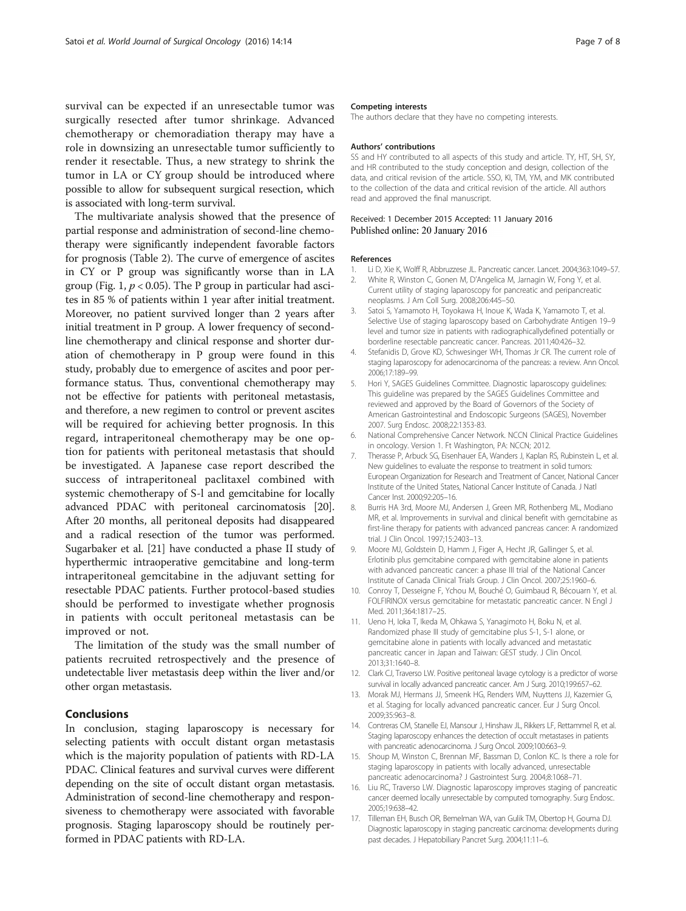survival can be expected if an unresectable tumor was surgically resected after tumor shrinkage. Advanced chemotherapy or chemoradiation therapy may have a role in downsizing an unresectable tumor sufficiently to render it resectable. Thus, a new strategy to shrink the tumor in LA or CY group should be introduced where possible to allow for subsequent surgical resection, which is associated with long-term survival.

The multivariate analysis showed that the presence of partial response and administration of second-line chemotherapy were significantly independent favorable factors for prognosis (Table 2). The curve of emergence of ascites in CY or P group was significantly worse than in LA group (Fig. 1, $p < 0.05$). The P group in particular had ascites in 85 % of patients within 1 year after initial treatment. Moreover, no patient survived longer than 2 years after initial treatment in P group. A lower frequency of second-line chemotherapy and clinical response and shorter duration of chemotherapy in P group were found in this study, probably due to emergence of ascites and poor performance status. Thus, conventional chemotherapy may not be effective for patients with peritoneal metastasis, and therefore, a new regimen to control or prevent ascites will be required for achieving better prognosis. In this regard, intraperitoneal chemotherapy may be one option for patients with peritoneal metastasis that should be investigated. A Japanese case report described the success of intraperitoneal paclitaxel combined with systemic chemotherapy of S-l and gemcitabine for locally advanced PDAC with peritoneal carcinomatosis [20]. After 20 months, all peritoneal deposits had disappeared and a radical resection of the tumor was performed. Sugarbaker et al. [21] have conducted a phase II study of hyperthermic intraoperative gemcitabine and long-term intraperitoneal gemcitabine in the adjuvant setting for resectable PDAC patients. Further protocol-based studies should be performed to investigate whether prognosis in patients with occult peritoneal metastasis can be improved or not.

The limitation of the study was the small number of patients recruited retrospectively and the presence of undetectable liver metastasis deep within the liver and/or other organ metastasis.

## Conclusions

In conclusion, staging laparoscopy is necessary for selecting patients with occult distant organ metastasis which is the majority population of patients with RD-LA PDAC. Clinical features and survival curves were different depending on the site of occult distant organ metastasis. Administration of second-line chemotherapy and responsiveness to chemotherapy were associated with favorable prognosis. Staging laparoscopy should be routinely performed in PDAC patients with RD-LA.

#### Competing interests

The authors declare that they have no competing interests.

#### Authors' contributions

SS and HY contributed to all aspects of this study and article. TY, HT, SH, SY, and HR contributed to the study conception and design, collection of the data, and critical revision of the article. SSO, KI, TM, YM, and MK contributed to the collection of the data and critical revision of the article. All authors read and approved the final manuscript.

Received: 1 December 2015 Accepted: 11 January 2016
Published online: 20 January 2016

#### References

1. Li D, Xie K, Wolff R, Abbruzzese JL. Pancreatic cancer. Lancet. 2004;363:1049–57.
2. White R, Winston C, Gonen M, D'Angelica M, Jarnagin W, Fong Y, et al. Current utility of staging laparoscopy for pancreatic and peripancreatic neoplasms. J Am Coll Surg. 2008;206:445–50.
3. Satoi S, Yamamoto H, Toyokawa H, Inoue K, Wada K, Yamamoto T, et al. Selective Use of staging laparoscopy based on Carbohydrate Antigen 19–9 level and tumor size in patients with radiographicallydefined potentially or borderline resectable pancreatic cancer. Pancreas. 2011;40:426–32.
4. Stefanidis D, Grove KD, Schwesinger WH, Thomas Jr CR. The current role of staging laparoscopy for adenocarcinoma of the pancreas: a review. Ann Oncol. 2006;17:189–99.
5. Hori Y, SAGES Guidelines Committee. Diagnostic laparoscopy guidelines: This guideline was prepared by the SAGES Guidelines Committee and reviewed and approved by the Board of Governors of the Society of American Gastrointestinal and Endoscopic Surgeons (SAGES), November 2007. Surg Endosc. 2008;22:1353-83.
6. National Comprehensive Cancer Network. NCCN Clinical Practice Guidelines in oncology. Version 1. Ft Washington, PA: NCCN; 2012.
7. Therasse P, Arbuck SG, Eisenhauer EA, Wanders J, Kaplan RS, Rubinstein L, et al. New guidelines to evaluate the response to treatment in solid tumors: European Organization for Research and Treatment of Cancer, National Cancer Institute of the United States, National Cancer Institute of Canada. J Natl Cancer Inst. 2000;92:205–16.
8. Burris HA 3rd, Moore MJ, Andersen J, Green MR, Rothenberg ML, Modiano MR, et al. Improvements in survival and clinical benefit with gemcitabine as first-line therapy for patients with advanced pancreas cancer: A randomized trial. J Clin Oncol. 1997;15:2403–13.
9. Moore MJ, Goldstein D, Hamm J, Figer A, Hecht JR, Gallinger S, et al. Erlotinib plus gemcitabine compared with gemcitabine alone in patients with advanced pancreatic cancer: a phase III trial of the National Cancer Institute of Canada Clinical Trials Group. J Clin Oncol. 2007;25:1960–6.
10. Conroy T, Desseigne F, Ychou M, Bouché O, Guimbaud R, Bécouarn Y, et al. FOLFIRINOX versus gemcitabine for metastatic pancreatic cancer. N Engl J Med. 2011;364:1817–25.
11. Ueno H, Ioka T, Ikeda M, Ohkawa S, Yanagimoto H, Boku N, et al. Randomized phase III study of gemcitabine plus S-1, S-1 alone, or gemcitabine alone in patients with locally advanced and metastatic pancreatic cancer in Japan and Taiwan: GEST study. J Clin Oncol. 2013;31:1640–8.
12. Clark CJ, Traverso LW. Positive peritoneal lavage cytology is a predictor of worse survival in locally advanced pancreatic cancer. Am J Surg. 2010;199:657–62.
13. Morak MJ, Hermans JJ, Smeenk HG, Renders WM, Nuyttens JJ, Kazemier G, et al. Staging for locally advanced pancreatic cancer. Eur J Surg Oncol. 2009;35:963–8.
14. Contreras CM, Stanelle EJ, Mansour J, Hinshaw JL, Rikkers LF, Rettammel R, et al. Staging laparoscopy enhances the detection of occult metastases in patients with pancreatic adenocarcinoma. J Surg Oncol. 2009;100:663–9.
15. Shoup M, Winston C, Brennan MF, Bassman D, Conlon KC. Is there a role for staging laparoscopy in patients with locally advanced, unresectable pancreatic adenocarcinoma? J Gastrointest Surg. 2004;8:1068–71.
16. Liu RC, Traverso LW. Diagnostic laparoscopy improves staging of pancreatic cancer deemed locally unresectable by computed tomography. Surg Endosc. 2005;19:638–42.
17. Tilleman EH, Busch OR, Bemelman WA, van Gulik TM, Obertop H, Gouma DJ. Diagnostic laparoscopy in staging pancreatic carcinoma: developments during past decades. J Hepatobiliary Pancret Surg. 2004;11:11–6.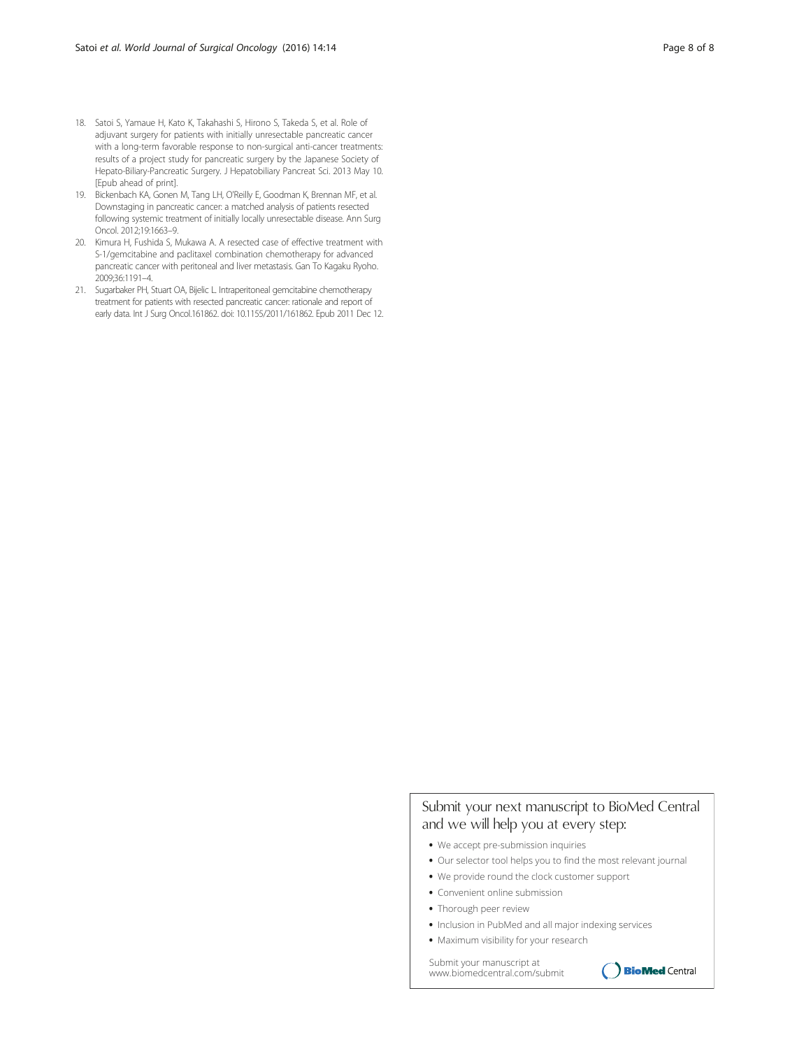18. Satoi S, Yamaue H, Kato K, Takahashi S, Hirono S, Takeda S, et al. Role of adjuvant surgery for patients with initially unresectable pancreatic cancer with a long-term favorable response to non-surgical anti-cancer treatments: results of a project study for pancreatic surgery by the Japanese Society of Hepato-Biliary-Pancreatic Surgery. J Hepatobiliary Pancreat Sci. 2013 May 10. [Epub ahead of print].
19. Bickenbach KA, Gonen M, Tang LH, O'Reilly E, Goodman K, Brennan MF, et al. Downstaging in pancreatic cancer: a matched analysis of patients resected following systemic treatment of initially locally unresectable disease. Ann Surg Oncol. 2012;19:1663–9.
20. Kimura H, Fushida S, Mukawa A. A resected case of effective treatment with S-1/gemcitabine and paclitaxel combination chemotherapy for advanced pancreatic cancer with peritoneal and liver metastasis. Gan To Kagaku Ryoho. 2009;36:1191–4.
21. Sugarbaker PH, Stuart OA, Bijelic L. Intraperitoneal gemcitabine chemotherapy treatment for patients with resected pancreatic cancer: rationale and report of early data. Int J Surg Oncol.161862. doi: 10.1155/2011/161862. Epub 2011 Dec 12.

Submit your next manuscript to BioMed Central and we will help you at every step:

- We accept pre-submission inquiries
- Our selector tool helps you to find the most relevant journal
- We provide round the clock customer support
- Convenient online submission
- Thorough peer review
- Inclusion in PubMed and all major indexing services
- Maximum visibility for your research

Submit your manuscript at
www.biomedcentral.com/submit

BioMed Central